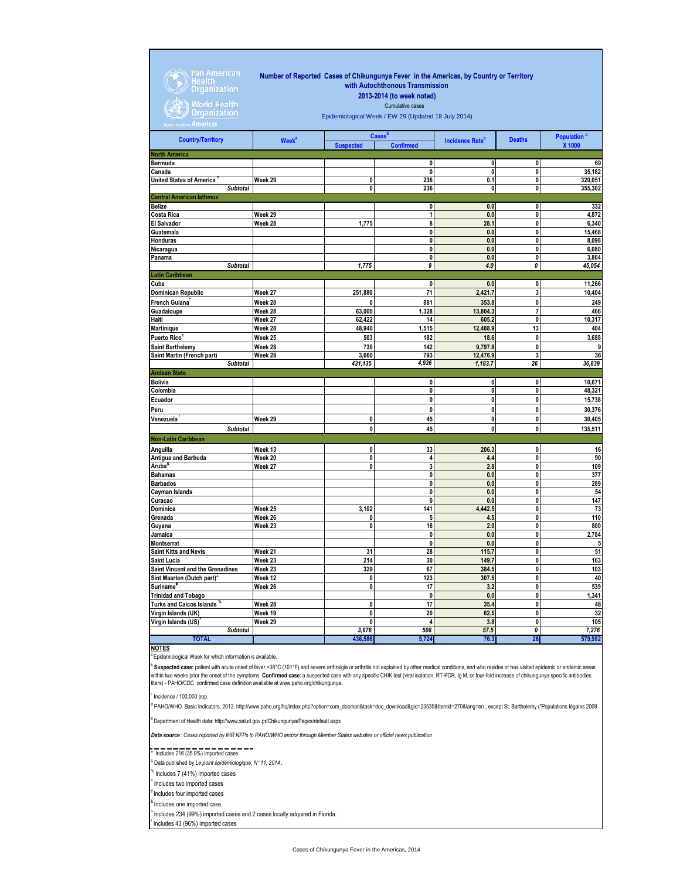Pan American Health Organization

World Health Organization

REGIONAL OFFICE FOR THE Americas

# Number of Reported Cases of Chikungunya Fever in the Americas, by Country or Territory with Autochthonous Transmission

## 2013-2014 (to week noted)

Cumulative cases

Epidemiological Week / EW 29 (Updated 18 July 2014)

| Country/Territory | Week[a] | Cases[b] | | Incidence Rate[c] | Deaths | Population[d] X 1000 |
|---|---|---|---|---|---|---|
| | | Suspected | Confirmed | | | |
| **North America** | | | | | | |
| Bermuda | | | 0 | 0 | 0 | 69 |
| Canada | | | 0 | 0 | 0 | 35,182 |
| United States of America[>] | Week 29 | 0 | 236 | 0.1 | 0 | 320,051 |
| *Subtotal* | | 0 | 236 | 0 | 0 | 355,302 |
| **Central American Isthmus** | | | | | | |
| Belize | | | 0 | 0.0 | 0 | 332 |
| Costa Rica | Week 29 | | 1 | 0.0 | 0 | 4,872 |
| El Salvador | Week 28 | 1,775 | 8 | 28.1 | 0 | 6,340 |
| Guatemala | | | 0 | 0.0 | 0 | 15,468 |
| Honduras | | | 0 | 0.0 | 0 | 8,098 |
| Nicaragua | | | 0 | 0.0 | 0 | 6,080 |
| Panama | | | 0 | 0.0 | 0 | 3,864 |
| *Subtotal* | | *1,775* | *9* | *4.0* | *0* | *45,054* |
| **Latin Caribbean** | | | | | | |
| Cuba | | | 0 | 0.0 | 0 | 11,266 |
| Dominican Republic | Week 27 | 251,880 | 71 | 2,421.7 | 3 | 10,404 |
| French Guiana[*] | Week 28 | 0 | 881 | 353.8 | 0 | 249 |
| Guadaloupe | Week 28 | 63,000 | 1,328 | 13,804.3 | 7 | 466 |
| Haiti | Week 27 | 62,422 | 14 | 605.2 | 0 | 10,317 |
| Martinique | Week 28 | 48,940 | 1,515 | 12,488.9 | 13 | 404 |
| Puerto Rico[e] | Week 25 | 503 | 182 | 18.6 | 0 | 3,688 |
| Saint Barthelemy | Week 28 | 730 | 142 | 9,797.8 | 0 | 9 |
| Saint Martin (French part) | Week 28 | 3,660 | 793 | 12,476.9 | 3 | 36 |
| *Subtotal* | | *431,135* | *4,926* | *1,183.7* | *26* | *36,839* |
| **Andean State** | | | | | | |
| Bolivia | | | 0 | 0 | 0 | 10,671 |
| Colombia | | | 0 | 0 | 0 | 48,321 |
| Ecuador | | | 0 | 0 | 0 | 15,738 |
| Peru | | | 0 | 0 | 0 | 30,376 |
| Venezuela[/] | Week 29 | 0 | 45 | 0 | 0 | 30,405 |
| *Subtotal* | | 0 | 45 | 0 | 0 | 135,511 |
| **Non-Latin Caribbean** | | | | | | |
| Anguilla | Week 13 | 0 | 33 | 206.3 | 0 | 16 |
| Antigua and Barbuda | Week 20 | 0 | 4 | 4.4 | 0 | 90 |
| Aruba[&] | Week 27 | 0 | 3 | 2.8 | 0 | 109 |
| Bahamas | | | 0 | 0.0 | 0 | 377 |
| Barbados | | | 0 | 0.0 | 0 | 289 |
| Cayman Islands | | | 0 | 0.0 | 0 | 54 |
| Curacao | | | 0 | 0.0 | 0 | 147 |
| Dominica | Week 25 | 3,102 | 141 | 4,442.5 | 0 | 73 |
| Grenada | Week 26 | 0 | 5 | 4.5 | 0 | 110 |
| Guyana | Week 23 | 0 | 16 | 2.0 | 0 | 800 |
| Jamaica | | | 0 | 0.0 | 0 | 2,784 |
| Montserrat | | | 0 | 0.0 | 0 | 5 |
| Saint Kitts and Nevis | Week 21 | 31 | 28 | 115.7 | 0 | 51 |
| Saint Lucia | Week 23 | 214 | 30 | 149.7 | 0 | 163 |
| Saint Vincent and the Grenadines | Week 23 | 329 | 67 | 384.5 | 0 | 103 |
| Sint Maarten (Dutch part)[£] | Week 12 | 0 | 123 | 307.5 | 0 | 40 |
| Suriname[#] | Week 26 | 0 | 17 | 3.2 | 0 | 539 |
| Trinidad and Tobago | | | 0 | 0.0 | 0 | 1,341 |
| Turks and Caicos Islands[%] | Week 28 | 0 | 17 | 35.4 | 0 | 48 |
| Virgin Islands (UK) | Week 19 | 0 | 20 | 62.5 | 0 | 32 |
| Virgin Islands (US)[^] | Week 29 | 0 | 4 | 3.8 | 0 | 105 |
| *Subtotal* | | *3,676* | *508* | *57.5* | *0* | *7,276* |
| **TOTAL** | | **436,586** | **5,724** | **76.3** | **26** | **579,982** |

**NOTES**

[a] Epidemiological Week for which information is available.

[b] **Suspected case:** patient with acute onset of fever >38°C (101°F) and severe arthralgia or arthritis not explained by other medical conditions, and who resides or has visited epidemic or endemic areas within two weeks prior the onset of the symptoms. **Confirmed case**: a suspected case with any specific CHIK test (viral isolation, RT-PCR, Ig M, or four-fold increase of chikungunya specific antibodies titers) - PAHO/CDC confirmed case definition available at www.paho.org/chikungunya.

[c] Incidence / 100,000 pop.

[d] PAHO/WHO. Basic Indicators, 2013. http://www.paho.org/hq/index.php?option=com_docman&task=doc_download&gid=23535&Itemid=270&lang=en , except St. Barthelemy ("Populations légales 2009

[e] Department of Health data: http://www.salud.gov.pr/Chikungunya/Pages/default.aspx

***Data source** : Cases reported by IHR NFPs to PAHO/WHO and/or through Member States websites or official news publication*

[*] Includes 216 (35.9%) imported cases.

[£] Data published by *Le point épidémiologique, N°11, 2014*.

[%] Includes 7 (41%) imported cases

[^] Includes two imported cases

[#] Includes four imported cases

[&] Includes one imported case

[>] Includes 234 (99%) imported cases and 2 cases locally adquired in Florida.

[/] Includes 43 (96%) imported cases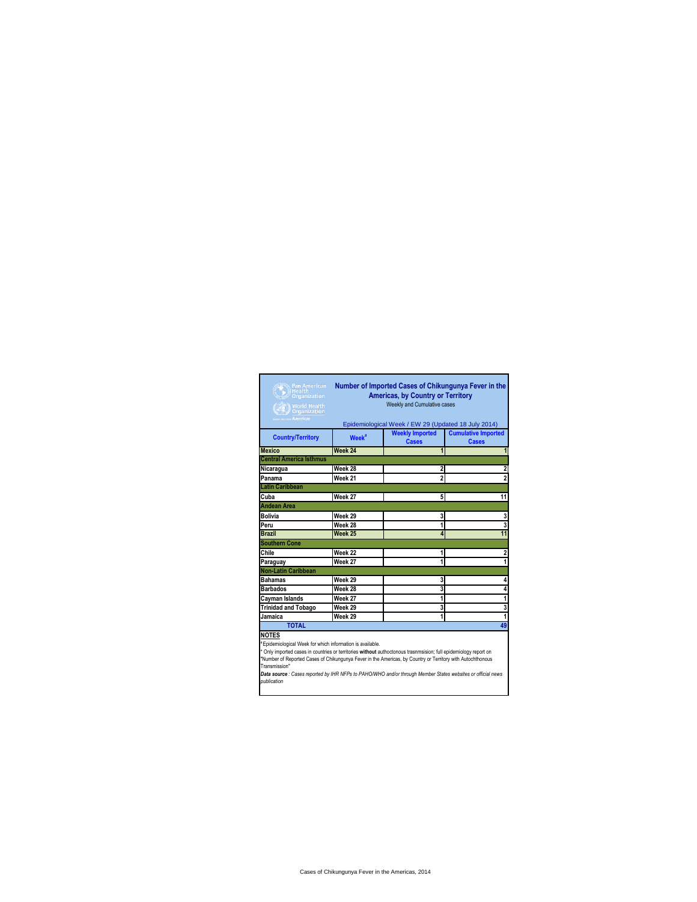## Number of Imported Cases of Chikungunya Fever in the Americas, by Country or Territory

Weekly and Cumulative cases

Epidemiological Week / EW 29 (Updated 18 July 2014)

| Country/Territory | Week[a] | Weekly Imported Cases | Cumulative Imported Cases |
|---|---|---|---|
| **Mexico** | Week 24 | 1 | 1 |
| **Central America Isthmus** | | | |
| Nicaragua | Week 28 | 2 | 2 |
| Panama | Week 21 | 2 | 2 |
| **Latin Caribbean** | | | |
| Cuba | Week 27 | 5 | 11 |
| **Andean Area** | | | |
| Bolivia | Week 29 | 3 | 3 |
| Peru | Week 28 | 1 | 3 |
| **Brazil** | Week 25 | 4 | 11 |
| **Southern Cone** | | | |
| Chile | Week 22 | 1 | 2 |
| Paraguay | Week 27 | 1 | 1 |
| **Non-Latin Caribbean** | | | |
| Bahamas | Week 29 | 3 | 4 |
| Barbados | Week 28 | 3 | 4 |
| Cayman Islands | Week 27 | 1 | 1 |
| Trinidad and Tobago | Week 29 | 3 | 3 |
| Jamaica | Week 29 | 1 | 1 |
| **TOTAL** | | | **49** |

**NOTES**

[a] Epidemiological Week for which information is available.

* Only imported cases in countries or territories **without** authoctonous trasnmsision; full epidemiology report on "Number of Reported Cases of Chikungunya Fever in the Americas, by Country or Territory with Autochthonous Transmission"

***Data source*** *: Cases reported by IHR NFPs to PAHO/WHO and/or through Member States websites or official news publication*